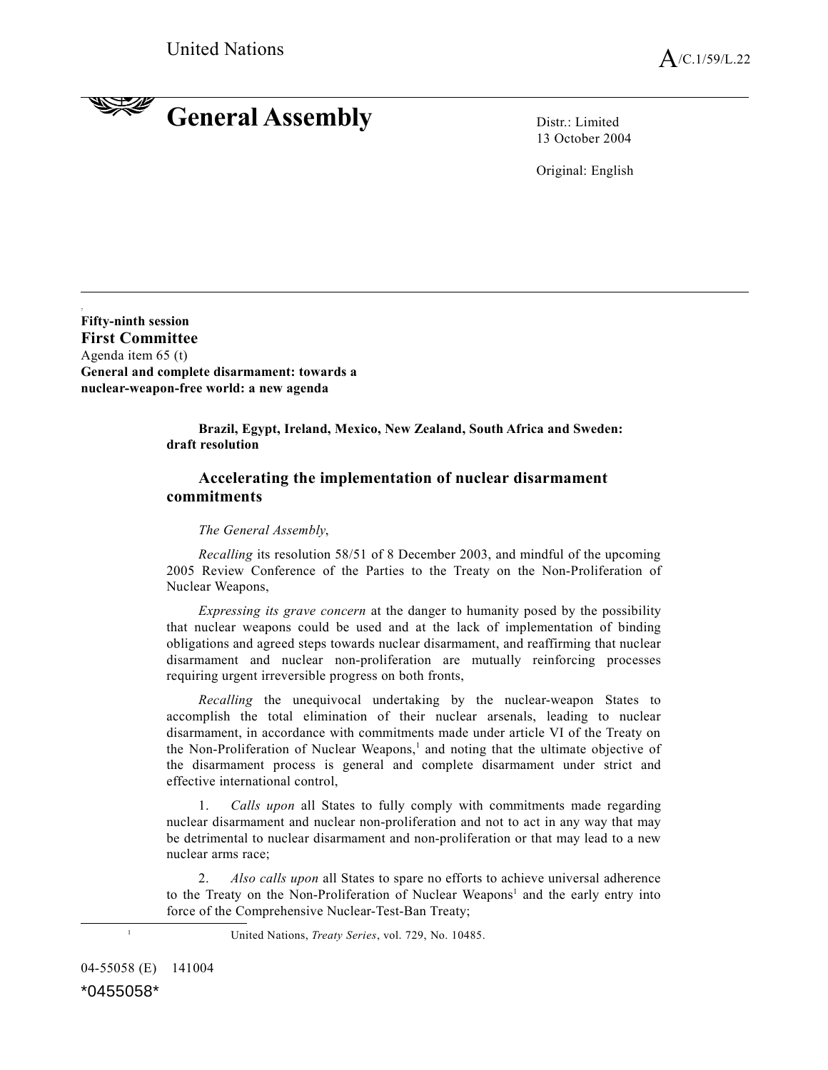United Nations A/C.1/59/L.22

# General Assembly

Distr.: Limited
13 October 2004

Original: English

**Fifty-ninth session**
**First Committee**
Agenda item 65 (t)
**General and complete disarmament: towards a nuclear-weapon-free world: a new agenda**

**Brazil, Egypt, Ireland, Mexico, New Zealand, South Africa and Sweden: draft resolution**

## Accelerating the implementation of nuclear disarmament commitments

*The General Assembly*,

*Recalling* its resolution 58/51 of 8 December 2003, and mindful of the upcoming 2005 Review Conference of the Parties to the Treaty on the Non-Proliferation of Nuclear Weapons,

*Expressing its grave concern* at the danger to humanity posed by the possibility that nuclear weapons could be used and at the lack of implementation of binding obligations and agreed steps towards nuclear disarmament, and reaffirming that nuclear disarmament and nuclear non-proliferation are mutually reinforcing processes requiring urgent irreversible progress on both fronts,

*Recalling* the unequivocal undertaking by the nuclear-weapon States to accomplish the total elimination of their nuclear arsenals, leading to nuclear disarmament, in accordance with commitments made under article VI of the Treaty on the Non-Proliferation of Nuclear Weapons,[1] and noting that the ultimate objective of the disarmament process is general and complete disarmament under strict and effective international control,

1. *Calls upon* all States to fully comply with commitments made regarding nuclear disarmament and nuclear non-proliferation and not to act in any way that may be detrimental to nuclear disarmament and non-proliferation or that may lead to a new nuclear arms race;

2. *Also calls upon* all States to spare no efforts to achieve universal adherence to the Treaty on the Non-Proliferation of Nuclear Weapons[1] and the early entry into force of the Comprehensive Nuclear-Test-Ban Treaty;

[1] United Nations, *Treaty Series*, vol. 729, No. 10485.

04-55058 (E) 141004

*0455058*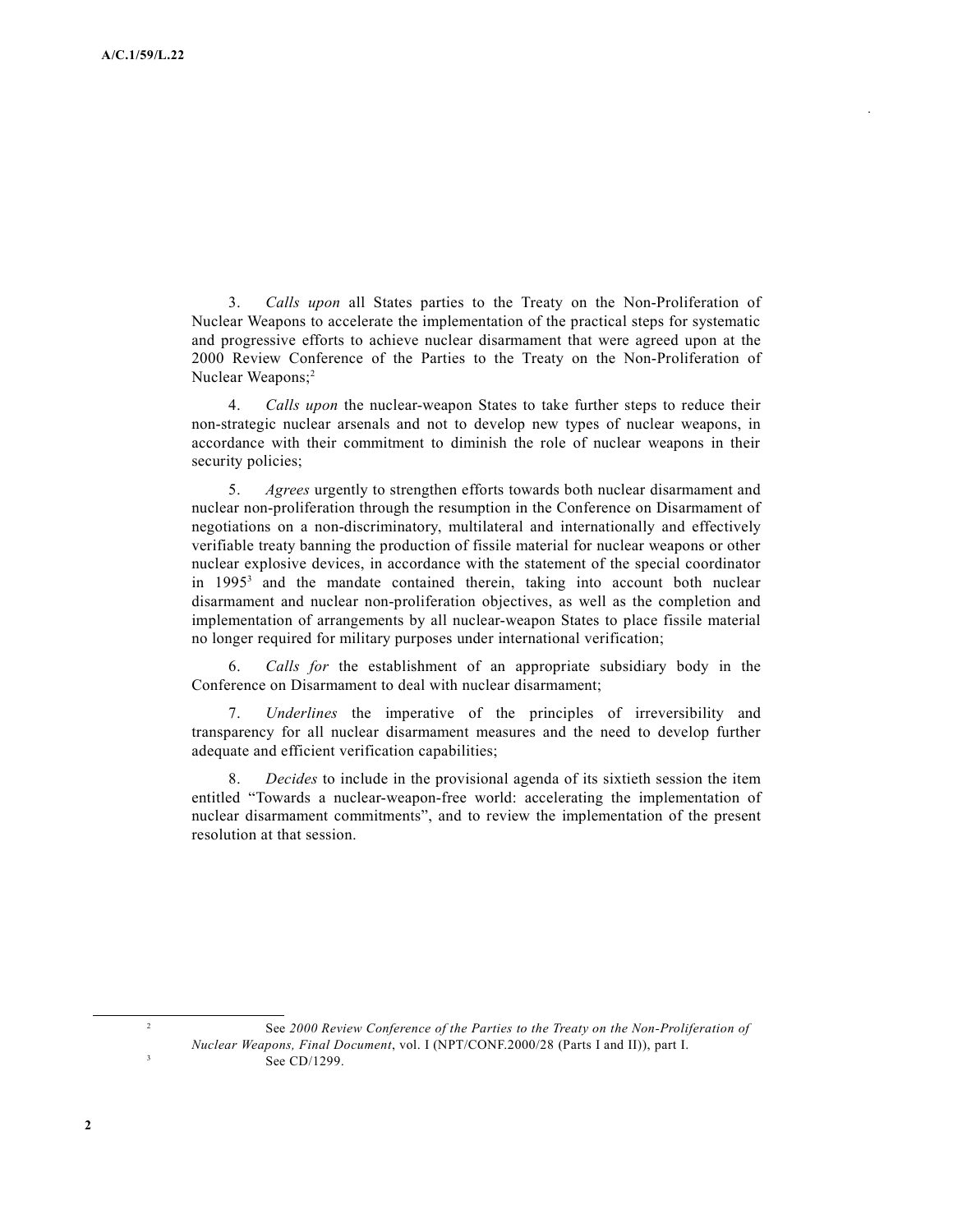3. *Calls upon* all States parties to the Treaty on the Non-Proliferation of Nuclear Weapons to accelerate the implementation of the practical steps for systematic and progressive efforts to achieve nuclear disarmament that were agreed upon at the 2000 Review Conference of the Parties to the Treaty on the Non-Proliferation of Nuclear Weapons;[2]

4. *Calls upon* the nuclear-weapon States to take further steps to reduce their non-strategic nuclear arsenals and not to develop new types of nuclear weapons, in accordance with their commitment to diminish the role of nuclear weapons in their security policies;

5. *Agrees* urgently to strengthen efforts towards both nuclear disarmament and nuclear non-proliferation through the resumption in the Conference on Disarmament of negotiations on a non-discriminatory, multilateral and internationally and effectively verifiable treaty banning the production of fissile material for nuclear weapons or other nuclear explosive devices, in accordance with the statement of the special coordinator in 1995[3] and the mandate contained therein, taking into account both nuclear disarmament and nuclear non-proliferation objectives, as well as the completion and implementation of arrangements by all nuclear-weapon States to place fissile material no longer required for military purposes under international verification;

6. *Calls for* the establishment of an appropriate subsidiary body in the Conference on Disarmament to deal with nuclear disarmament;

7. *Underlines* the imperative of the principles of irreversibility and transparency for all nuclear disarmament measures and the need to develop further adequate and efficient verification capabilities;

8. *Decides* to include in the provisional agenda of its sixtieth session the item entitled "Towards a nuclear-weapon-free world: accelerating the implementation of nuclear disarmament commitments", and to review the implementation of the present resolution at that session.

---

[2] See *2000 Review Conference of the Parties to the Treaty on the Non-Proliferation of Nuclear Weapons, Final Document*, vol. I (NPT/CONF.2000/28 (Parts I and II)), part I.

[3] See CD/1299.